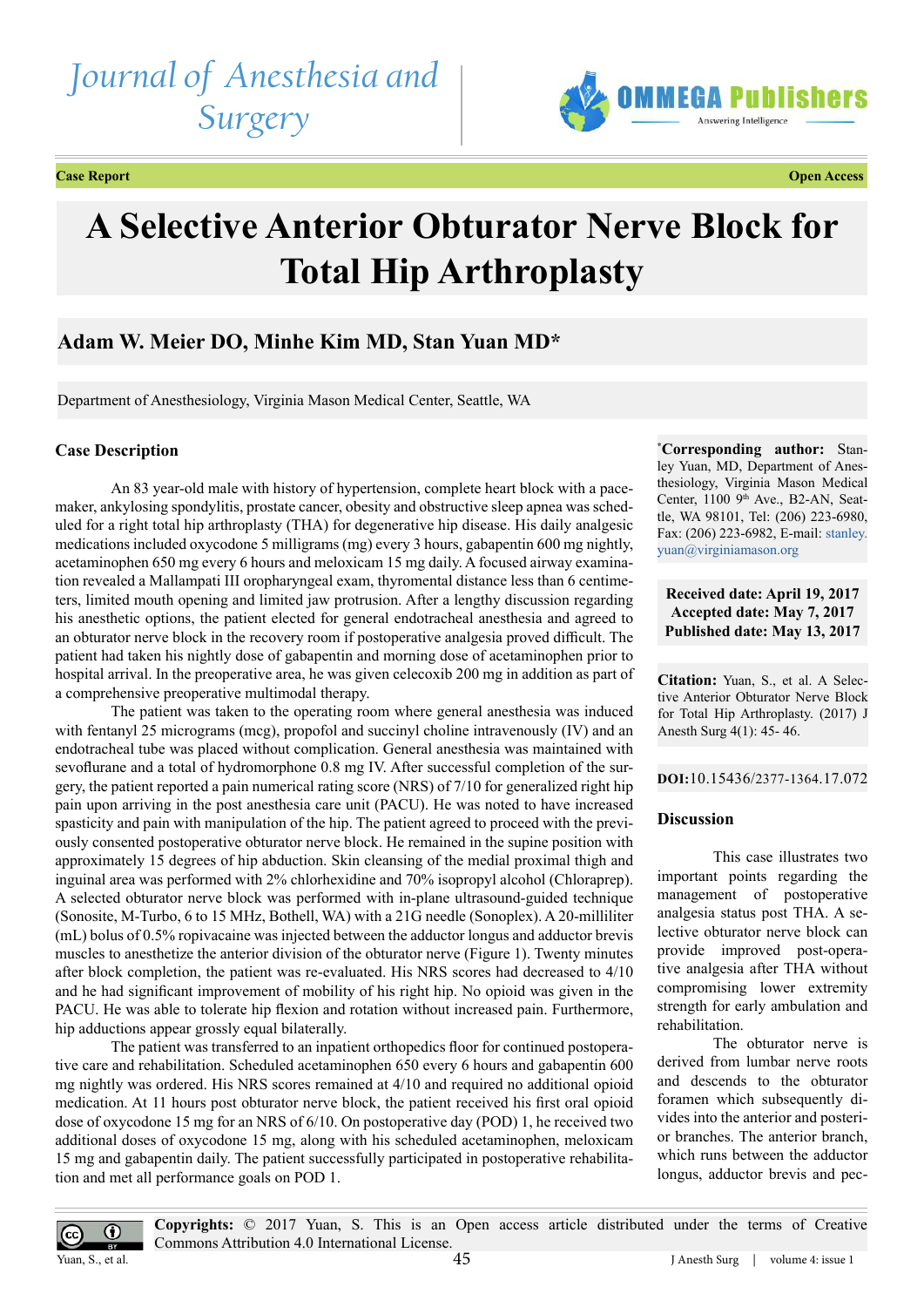# A Selective Anterior Obturator Nerve Block for Total Hip Arthroplasty

**Case Report** | **Open Access**

## Adam W. Meier DO, Minhe Kim MD, Stan Yuan MD*

Department of Anesthesiology, Virginia Mason Medical Center, Seattle, WA

***Corresponding author:** Stanley Yuan, MD, Department of Anesthesiology, Virginia Mason Medical Center, 1100 9[th] Ave., B2-AN, Seattle, WA 98101, Tel: (206) 223-6980, Fax: (206) 223-6982, E-mail: stanley.yuan@virginiamason.org

**Received date: April 19, 2017**
**Accepted date: May 7, 2017**
**Published date: May 13, 2017**

**Citation:** Yuan, S., et al. A Selective Anterior Obturator Nerve Block for Total Hip Arthroplasty. (2017) J Anesth Surg 4(1): 45- 46.

**DOI:**10.15436/2377-1364.17.072

### Case Description

An 83 year-old male with history of hypertension, complete heart block with a pacemaker, ankylosing spondylitis, prostate cancer, obesity and obstructive sleep apnea was scheduled for a right total hip arthroplasty (THA) for degenerative hip disease. His daily analgesic medications included oxycodone 5 milligrams (mg) every 3 hours, gabapentin 600 mg nightly, acetaminophen 650 mg every 6 hours and meloxicam 15 mg daily. A focused airway examination revealed a Mallampati III oropharyngeal exam, thyromental distance less than 6 centimeters, limited mouth opening and limited jaw protrusion. After a lengthy discussion regarding his anesthetic options, the patient elected for general endotracheal anesthesia and agreed to an obturator nerve block in the recovery room if postoperative analgesia proved difficult. The patient had taken his nightly dose of gabapentin and morning dose of acetaminophen prior to hospital arrival. In the preoperative area, he was given celecoxib 200 mg in addition as part of a comprehensive preoperative multimodal therapy.

The patient was taken to the operating room where general anesthesia was induced with fentanyl 25 micrograms (mcg), propofol and succinyl choline intravenously (IV) and an endotracheal tube was placed without complication. General anesthesia was maintained with sevoflurane and a total of hydromorphone 0.8 mg IV. After successful completion of the surgery, the patient reported a pain numerical rating score (NRS) of 7/10 for generalized right hip pain upon arriving in the post anesthesia care unit (PACU). He was noted to have increased spasticity and pain with manipulation of the hip. The patient agreed to proceed with the previously consented postoperative obturator nerve block. He remained in the supine position with approximately 15 degrees of hip abduction. Skin cleansing of the medial proximal thigh and inguinal area was performed with 2% chlorhexidine and 70% isopropyl alcohol (Chloraprep). A selected obturator nerve block was performed with in-plane ultrasound-guided technique (Sonosite, M-Turbo, 6 to 15 MHz, Bothell, WA) with a 21G needle (Sonoplex). A 20-milliliter (mL) bolus of 0.5% ropivacaine was injected between the adductor longus and adductor brevis muscles to anesthetize the anterior division of the obturator nerve (Figure 1). Twenty minutes after block completion, the patient was re-evaluated. His NRS scores had decreased to 4/10 and he had significant improvement of mobility of his right hip. No opioid was given in the PACU. He was able to tolerate hip flexion and rotation without increased pain. Furthermore, hip adductions appear grossly equal bilaterally.

The patient was transferred to an inpatient orthopedics floor for continued postoperative care and rehabilitation. Scheduled acetaminophen 650 every 6 hours and gabapentin 600 mg nightly was ordered. His NRS scores remained at 4/10 and required no additional opioid medication. At 11 hours post obturator nerve block, the patient received his first oral opioid dose of oxycodone 15 mg for an NRS of 6/10. On postoperative day (POD) 1, he received two additional doses of oxycodone 15 mg, along with his scheduled acetaminophen, meloxicam 15 mg and gabapentin daily. The patient successfully participated in postoperative rehabilitation and met all performance goals on POD 1.

### Discussion

This case illustrates two important points regarding the management of postoperative analgesia status post THA. A selective obturator nerve block can provide improved post-operative analgesia after THA without compromising lower extremity strength for early ambulation and rehabilitation.

The obturator nerve is derived from lumbar nerve roots and descends to the obturator foramen which subsequently divides into the anterior and posterior branches. The anterior branch, which runs between the adductor longus, adductor brevis and pec-

**Copyrights:** © 2017 Yuan, S. This is an Open access article distributed under the terms of Creative Commons Attribution 4.0 International License.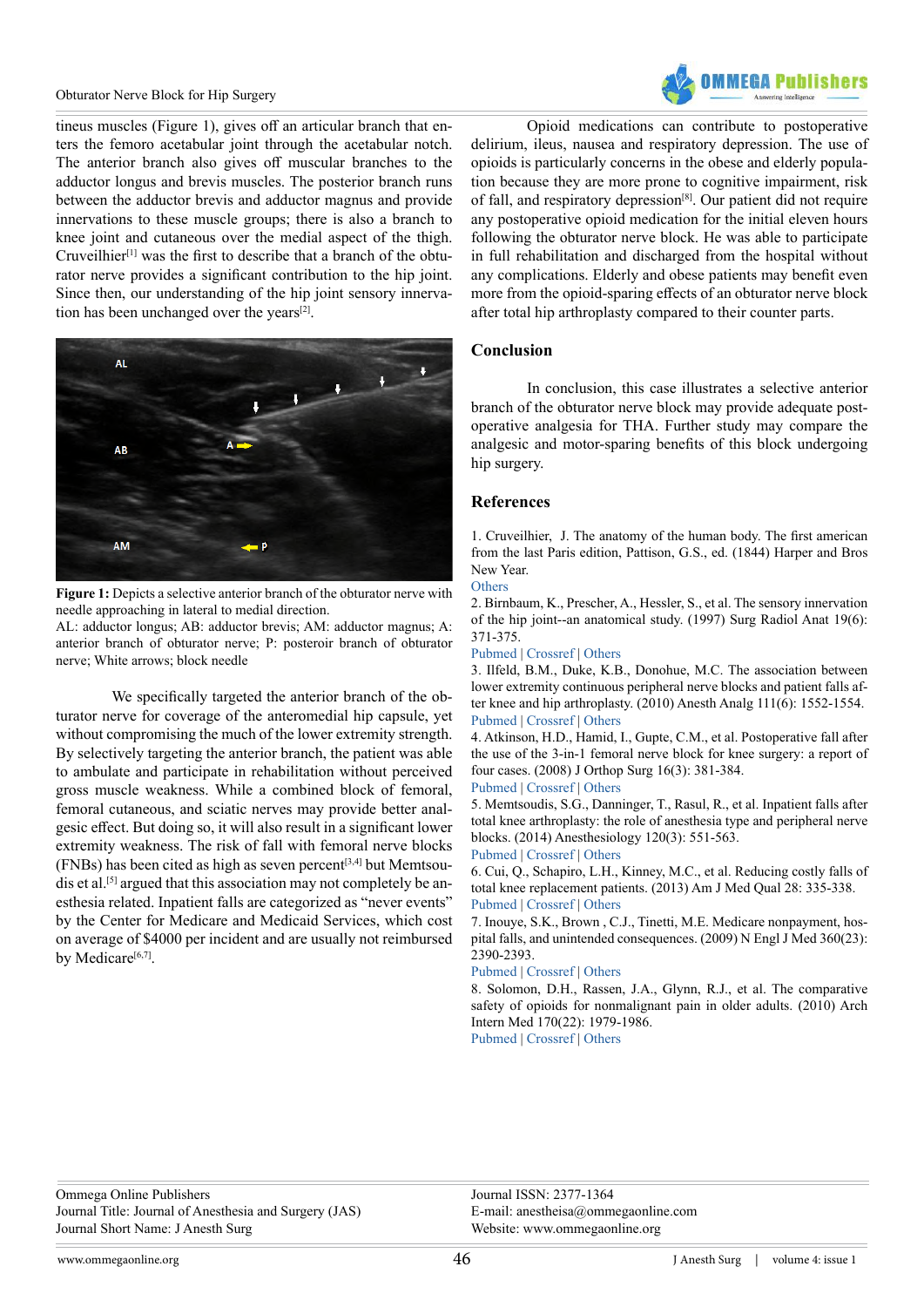tineus muscles (Figure 1), gives off an articular branch that enters the femoro acetabular joint through the acetabular notch. The anterior branch also gives off muscular branches to the adductor longus and brevis muscles. The posterior branch runs between the adductor brevis and adductor magnus and provide innervations to these muscle groups; there is also a branch to knee joint and cutaneous over the medial aspect of the thigh. Cruveilhier[1] was the first to describe that a branch of the obturator nerve provides a significant contribution to the hip joint. Since then, our understanding of the hip joint sensory innervation has been unchanged over the years[2].

**Figure 1:** Depicts a selective anterior branch of the obturator nerve with needle approaching in lateral to medial direction.
AL: adductor longus; AB: adductor brevis; AM: adductor magnus; A: anterior branch of obturator nerve; P: posteroir branch of obturator nerve; White arrows; block needle

We specifically targeted the anterior branch of the obturator nerve for coverage of the anteromedial hip capsule, yet without compromising the much of the lower extremity strength. By selectively targeting the anterior branch, the patient was able to ambulate and participate in rehabilitation without perceived gross muscle weakness. While a combined block of femoral, femoral cutaneous, and sciatic nerves may provide better analgesic effect. But doing so, it will also result in a significant lower extremity weakness. The risk of fall with femoral nerve blocks (FNBs) has been cited as high as seven percent[3,4] but Memtsoudis et al.[5] argued that this association may not completely be anesthesia related. Inpatient falls are categorized as "never events" by the Center for Medicare and Medicaid Services, which cost on average of $4000 per incident and are usually not reimbursed by Medicare[6,7].

Opioid medications can contribute to postoperative delirium, ileus, nausea and respiratory depression. The use of opioids is particularly concerns in the obese and elderly population because they are more prone to cognitive impairment, risk of fall, and respiratory depression[8]. Our patient did not require any postoperative opioid medication for the initial eleven hours following the obturator nerve block. He was able to participate in full rehabilitation and discharged from the hospital without any complications. Elderly and obese patients may benefit even more from the opioid-sparing effects of an obturator nerve block after total hip arthroplasty compared to their counter parts.

## Conclusion

In conclusion, this case illustrates a selective anterior branch of the obturator nerve block may provide adequate postoperative analgesia for THA. Further study may compare the analgesic and motor-sparing benefits of this block undergoing hip surgery.

## References

1. Cruveilhier, J. The anatomy of the human body. The first american from the last Paris edition, Pattison, G.S., ed. (1844) Harper and Bros New Year.
Others
2. Birnbaum, K., Prescher, A., Hessler, S., et al. The sensory innervation of the hip joint--an anatomical study. (1997) Surg Radiol Anat 19(6): 371-375.
Pubmed | Crossref | Others
3. Ilfeld, B.M., Duke, K.B., Donohue, M.C. The association between lower extremity continuous peripheral nerve blocks and patient falls after knee and hip arthroplasty. (2010) Anesth Analg 111(6): 1552-1554.
Pubmed | Crossref | Others
4. Atkinson, H.D., Hamid, I., Gupte, C.M., et al. Postoperative fall after the use of the 3-in-1 femoral nerve block for knee surgery: a report of four cases. (2008) J Orthop Surg 16(3): 381-384.
Pubmed | Crossref | Others
5. Memtsoudis, S.G., Danninger, T., Rasul, R., et al. Inpatient falls after total knee arthroplasty: the role of anesthesia type and peripheral nerve blocks. (2014) Anesthesiology 120(3): 551-563.
Pubmed | Crossref | Others
6. Cui, Q., Schapiro, L.H., Kinney, M.C., et al. Reducing costly falls of total knee replacement patients. (2013) Am J Med Qual 28: 335-338.
Pubmed | Crossref | Others
7. Inouye, S.K., Brown , C.J., Tinetti, M.E. Medicare nonpayment, hospital falls, and unintended consequences. (2009) N Engl J Med 360(23): 2390-2393.
Pubmed | Crossref | Others
8. Solomon, D.H., Rassen, J.A., Glynn, R.J., et al. The comparative safety of opioids for nonmalignant pain in older adults. (2010) Arch Intern Med 170(22): 1979-1986.
Pubmed | Crossref | Others

Ommega Online Publishers
Journal Title: Journal of Anesthesia and Surgery (JAS)
Journal Short Name: J Anesth Surg

Journal ISSN: 2377-1364
E-mail: anestheisa@ommegaonline.com
Website: www.ommegaonline.org